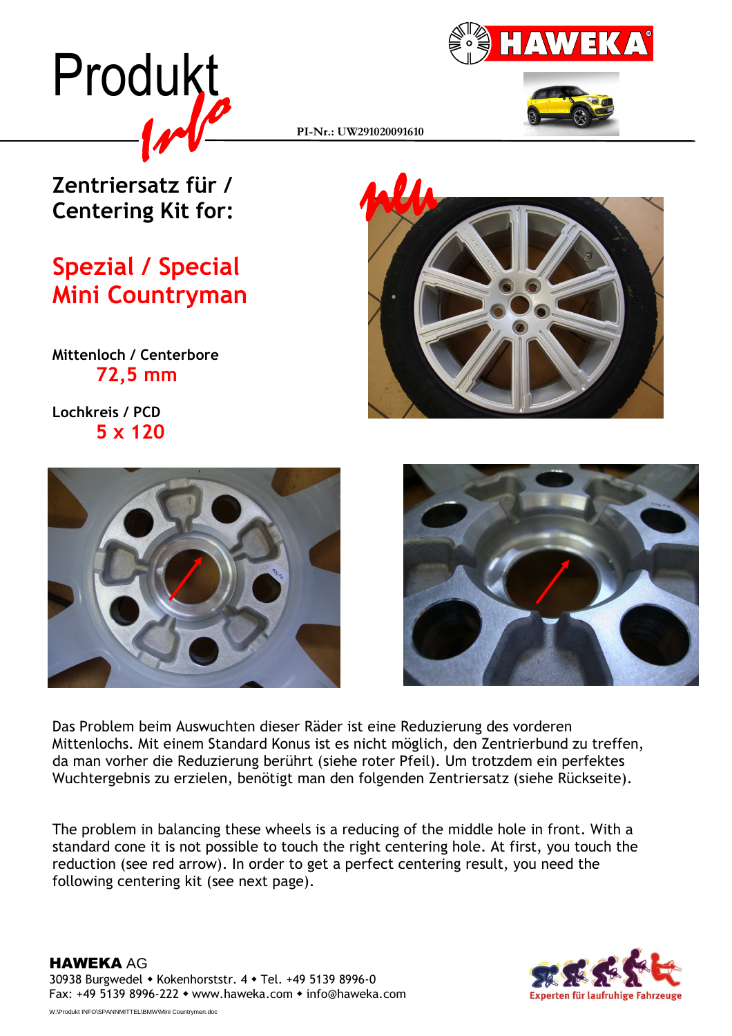# Produkt Info

HAWEKA

PI-Nr.: UW291020091610

## Zentriersatz für / Centering Kit for:

## Spezial / Special Mini Countryman

neu

**Mittenloch / Centerbore**
**72,5 mm**

**Lochkreis / PCD**
**5 x 120**

Das Problem beim Auswuchten dieser Räder ist eine Reduzierung des vorderen Mittenlochs. Mit einem Standard Konus ist es nicht möglich, den Zentrierbund zu treffen, da man vorher die Reduzierung berührt (siehe roter Pfeil). Um trotzdem ein perfektes Wuchtergebnis zu erzielen, benötigt man den folgenden Zentriersatz (siehe Rückseite).

The problem in balancing these wheels is a reducing of the middle hole in front. With a standard cone it is not possible to touch the right centering hole. At first, you touch the reduction (see red arrow). In order to get a perfect centering result, you need the following centering kit (see next page).

**HAWEKA** AG
30938 Burgwedel ◆ Kokenhorststr. 4 ◆ Tel. +49 5139 8996-0
Fax: +49 5139 8996-222 ◆ www.haweka.com ◆ info@haweka.com

Experten für laufruhige Fahrzeuge

W:\Produkt INFO\SPANNMITTEL\BMW\Mini Countrymen.doc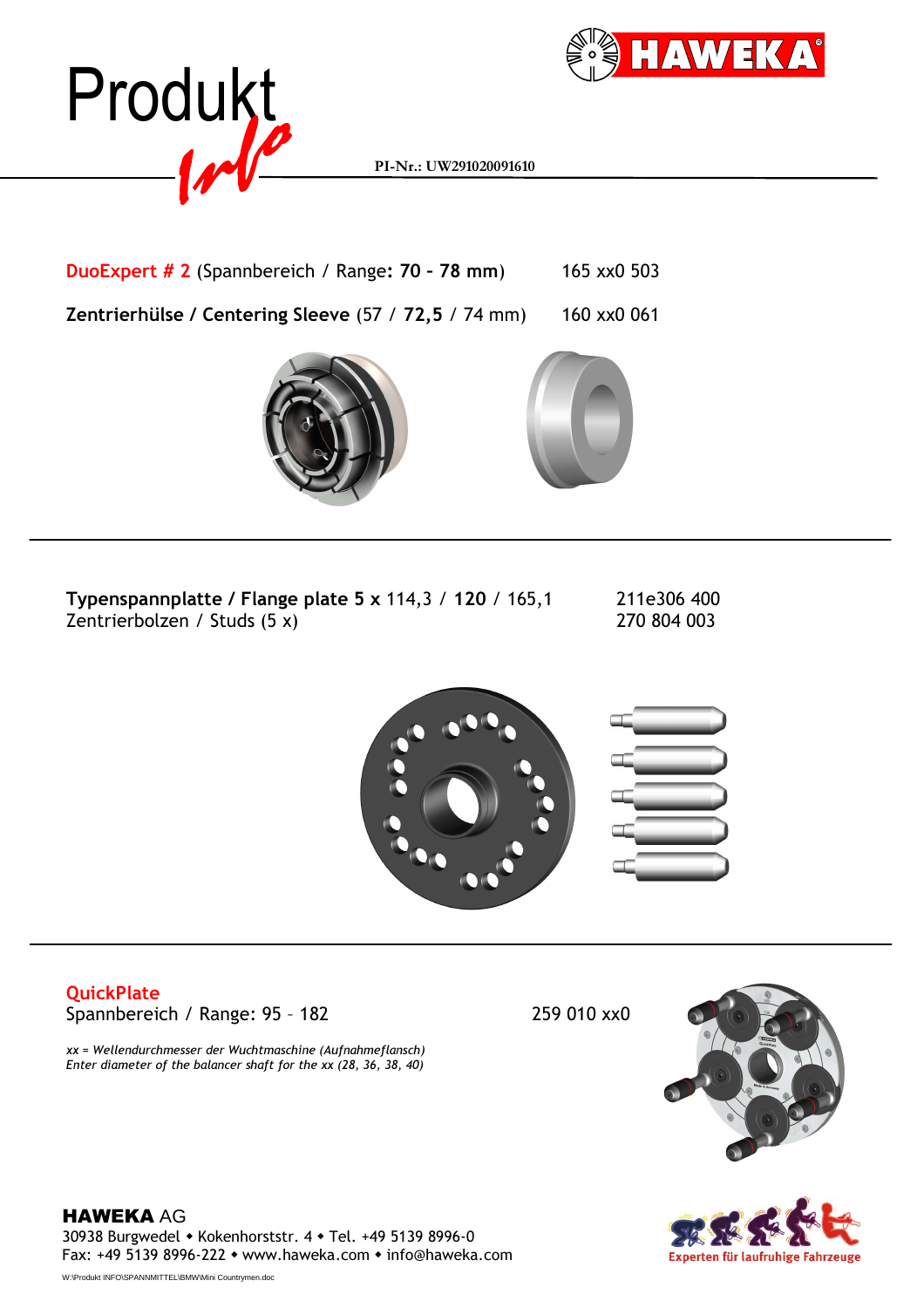# Produkt Info

PI-Nr.: UW291020091610

**DuoExpert # 2** (Spannbereich / Range**: 70 – 78 mm**) 165 xx0 503

**Zentrierhülse / Centering Sleeve** (57 / **72,5** / 74 mm) 160 xx0 061

---

**Typenspannplatte / Flange plate 5 x** 114,3 / **120** / 165,1 211e306 400
Zentrierbolzen / Studs (5 x) 270 804 003

---

**QuickPlate**
Spannbereich / Range: 95 – 182 259 010 xx0

*xx = Wellendurchmesser der Wuchtmaschine (Aufnahmeflansch)*
*Enter diameter of the balancer shaft for the xx (28, 36, 38, 40)*

**HAWEKA** AG
30938 Burgwedel ◆ Kokenhorststr. 4 ◆ Tel. +49 5139 8996-0
Fax: +49 5139 8996-222 ◆ www.haweka.com ◆ info@haweka.com

Experten für laufruhige Fahrzeuge

W:\Produkt INFO\SPANNMITTEL\BMW\Mini Countrymen.doc